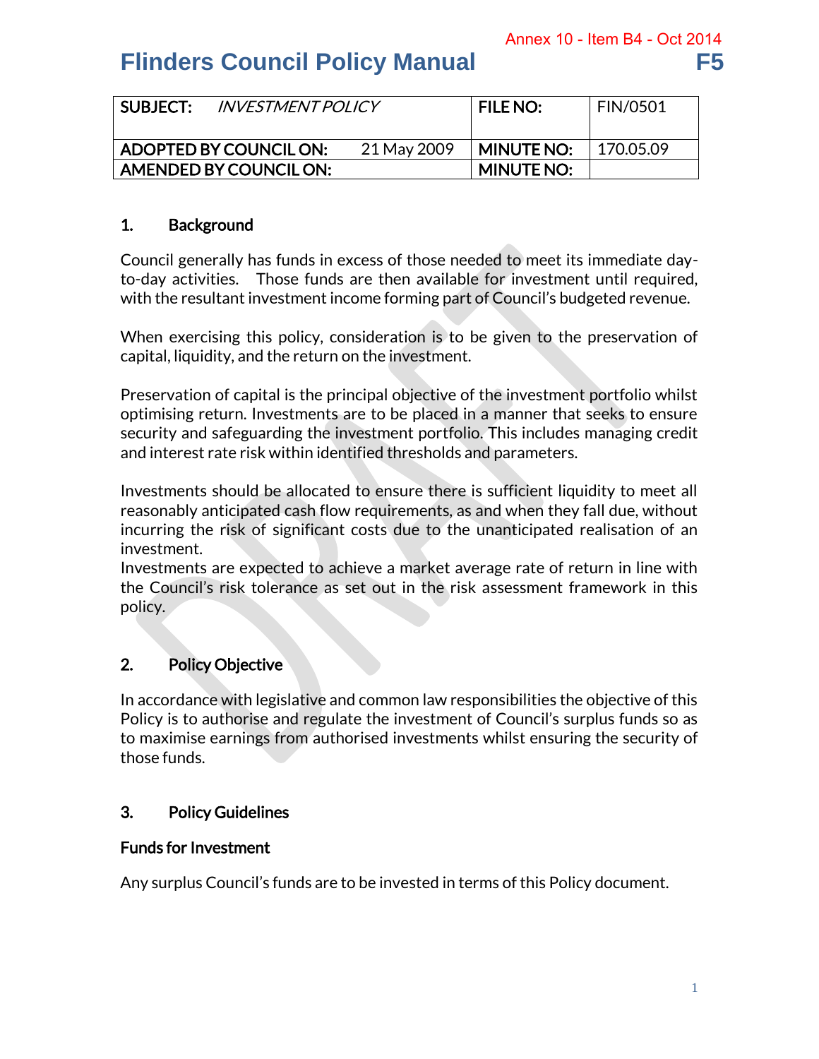Annex 10 - Item B4 - Oct 2014

# Flinders Council Policy Manual F5

| SUBJECT: *INVESTMENT POLICY* | | FILE NO: | FIN/0501 |
|---|---|---|---|
| ADOPTED BY COUNCIL ON: | 21 May 2009 | MINUTE NO: | 170.05.09 |
| AMENDED BY COUNCIL ON: | | MINUTE NO: | |

## 1. Background

Council generally has funds in excess of those needed to meet its immediate day-to-day activities. Those funds are then available for investment until required, with the resultant investment income forming part of Council's budgeted revenue.

When exercising this policy, consideration is to be given to the preservation of capital, liquidity, and the return on the investment.

Preservation of capital is the principal objective of the investment portfolio whilst optimising return. Investments are to be placed in a manner that seeks to ensure security and safeguarding the investment portfolio. This includes managing credit and interest rate risk within identified thresholds and parameters.

Investments should be allocated to ensure there is sufficient liquidity to meet all reasonably anticipated cash flow requirements, as and when they fall due, without incurring the risk of significant costs due to the unanticipated realisation of an investment.
Investments are expected to achieve a market average rate of return in line with the Council's risk tolerance as set out in the risk assessment framework in this policy.

## 2. Policy Objective

In accordance with legislative and common law responsibilities the objective of this Policy is to authorise and regulate the investment of Council's surplus funds so as to maximise earnings from authorised investments whilst ensuring the security of those funds.

## 3. Policy Guidelines

### Funds for Investment

Any surplus Council's funds are to be invested in terms of this Policy document.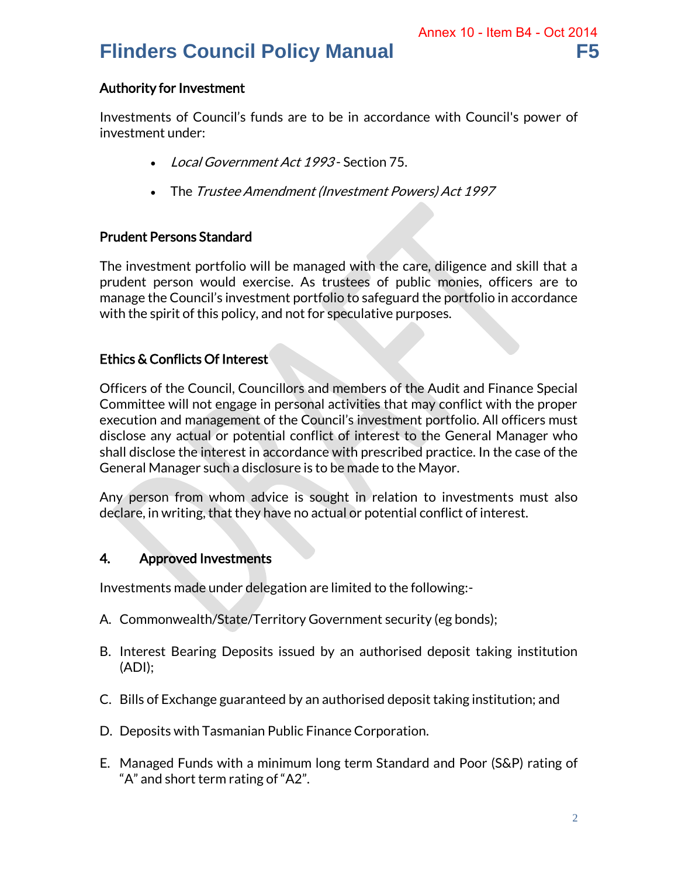## Authority for Investment

Investments of Council's funds are to be in accordance with Council's power of investment under:

- *Local Government Act 1993* - Section 75.
- The *Trustee Amendment (Investment Powers) Act 1997*

## Prudent Persons Standard

The investment portfolio will be managed with the care, diligence and skill that a prudent person would exercise. As trustees of public monies, officers are to manage the Council's investment portfolio to safeguard the portfolio in accordance with the spirit of this policy, and not for speculative purposes.

## Ethics & Conflicts Of Interest

Officers of the Council, Councillors and members of the Audit and Finance Special Committee will not engage in personal activities that may conflict with the proper execution and management of the Council's investment portfolio. All officers must disclose any actual or potential conflict of interest to the General Manager who shall disclose the interest in accordance with prescribed practice. In the case of the General Manager such a disclosure is to be made to the Mayor.

Any person from whom advice is sought in relation to investments must also declare, in writing, that they have no actual or potential conflict of interest.

## 4. Approved Investments

Investments made under delegation are limited to the following:-

A. Commonwealth/State/Territory Government security (eg bonds);

B. Interest Bearing Deposits issued by an authorised deposit taking institution (ADI);

C. Bills of Exchange guaranteed by an authorised deposit taking institution; and

D. Deposits with Tasmanian Public Finance Corporation.

E. Managed Funds with a minimum long term Standard and Poor (S&P) rating of "A" and short term rating of "A2".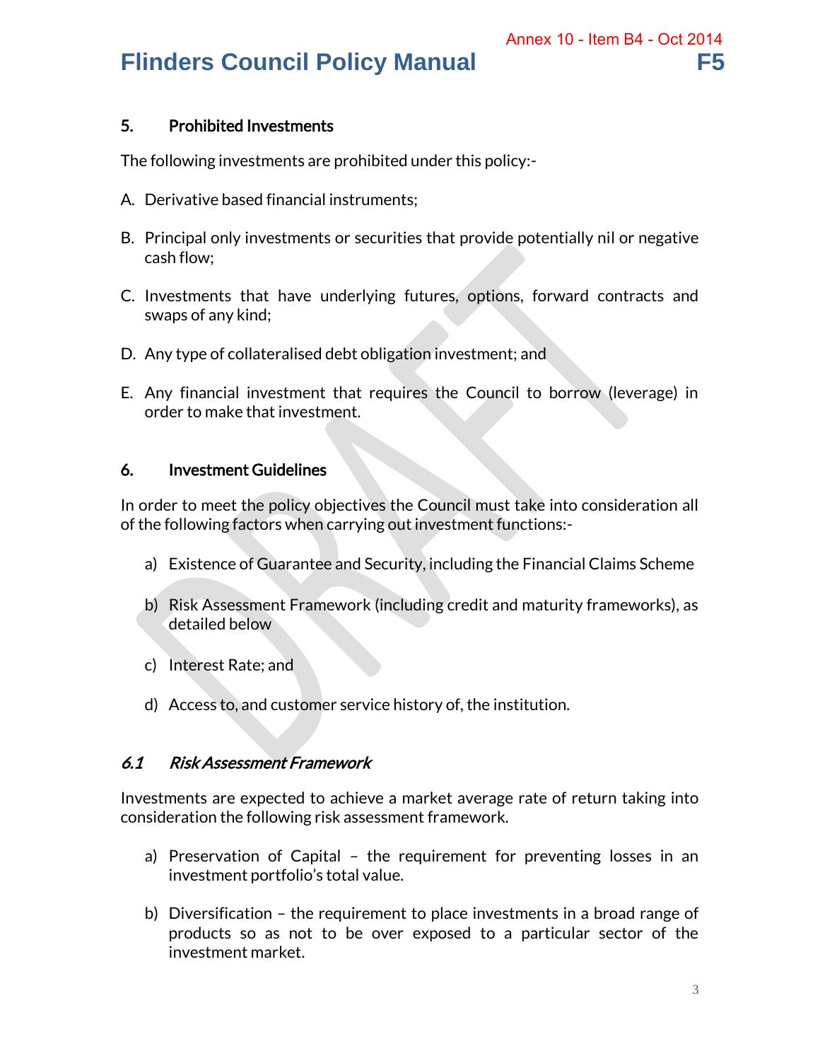## 5. Prohibited Investments

The following investments are prohibited under this policy:-

A. Derivative based financial instruments;

B. Principal only investments or securities that provide potentially nil or negative cash flow;

C. Investments that have underlying futures, options, forward contracts and swaps of any kind;

D. Any type of collateralised debt obligation investment; and

E. Any financial investment that requires the Council to borrow (leverage) in order to make that investment.

## 6. Investment Guidelines

In order to meet the policy objectives the Council must take into consideration all of the following factors when carrying out investment functions:-

a) Existence of Guarantee and Security, including the Financial Claims Scheme

b) Risk Assessment Framework (including credit and maturity frameworks), as detailed below

c) Interest Rate; and

d) Access to, and customer service history of, the institution.

### *6.1 Risk Assessment Framework*

Investments are expected to achieve a market average rate of return taking into consideration the following risk assessment framework.

a) Preservation of Capital – the requirement for preventing losses in an investment portfolio's total value.

b) Diversification – the requirement to place investments in a broad range of products so as not to be over exposed to a particular sector of the investment market.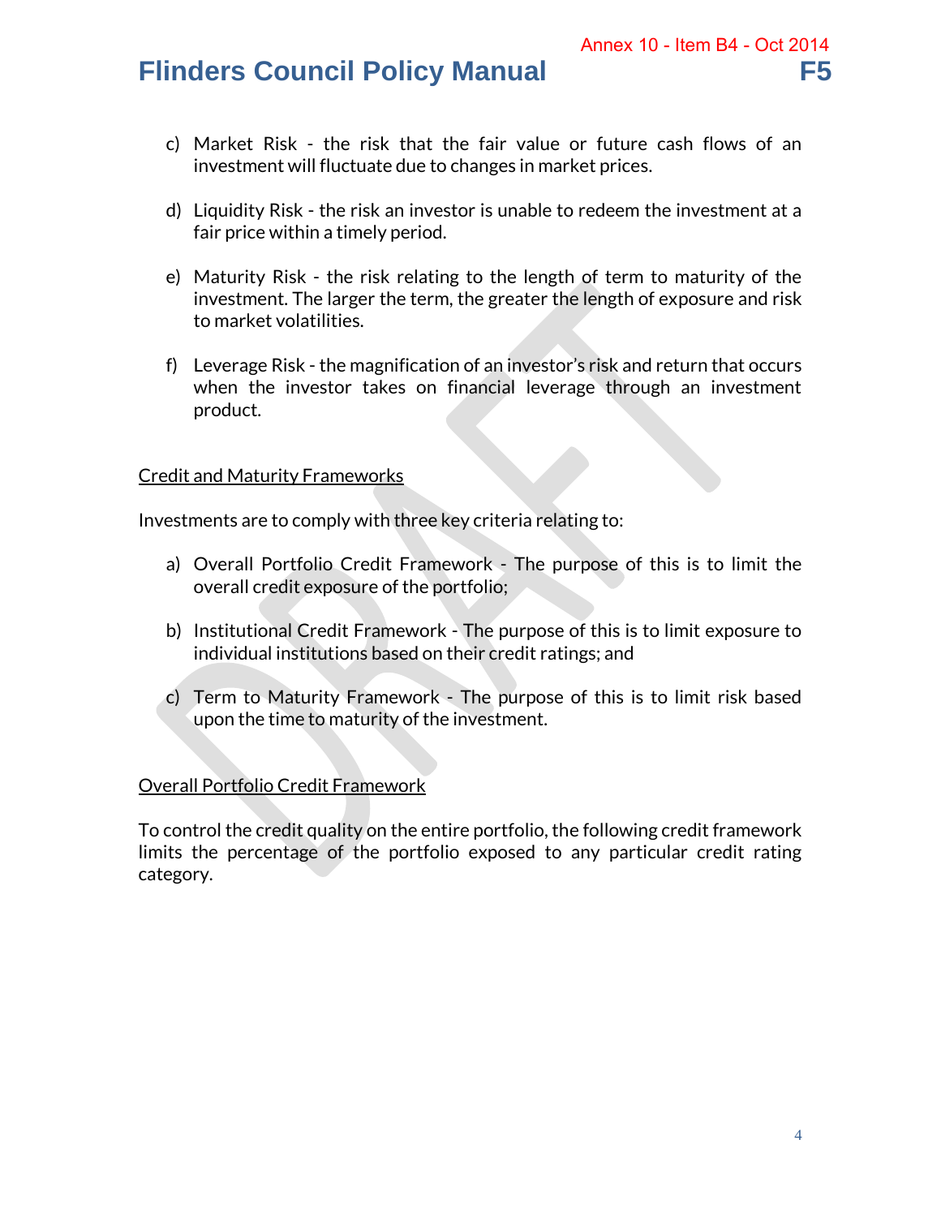c) Market Risk - the risk that the fair value or future cash flows of an investment will fluctuate due to changes in market prices.

d) Liquidity Risk - the risk an investor is unable to redeem the investment at a fair price within a timely period.

e) Maturity Risk - the risk relating to the length of term to maturity of the investment. The larger the term, the greater the length of exposure and risk to market volatilities.

f) Leverage Risk - the magnification of an investor's risk and return that occurs when the investor takes on financial leverage through an investment product.

<u>Credit and Maturity Frameworks</u>

Investments are to comply with three key criteria relating to:

a) Overall Portfolio Credit Framework - The purpose of this is to limit the overall credit exposure of the portfolio;

b) Institutional Credit Framework - The purpose of this is to limit exposure to individual institutions based on their credit ratings; and

c) Term to Maturity Framework - The purpose of this is to limit risk based upon the time to maturity of the investment.

<u>Overall Portfolio Credit Framework</u>

To control the credit quality on the entire portfolio, the following credit framework limits the percentage of the portfolio exposed to any particular credit rating category.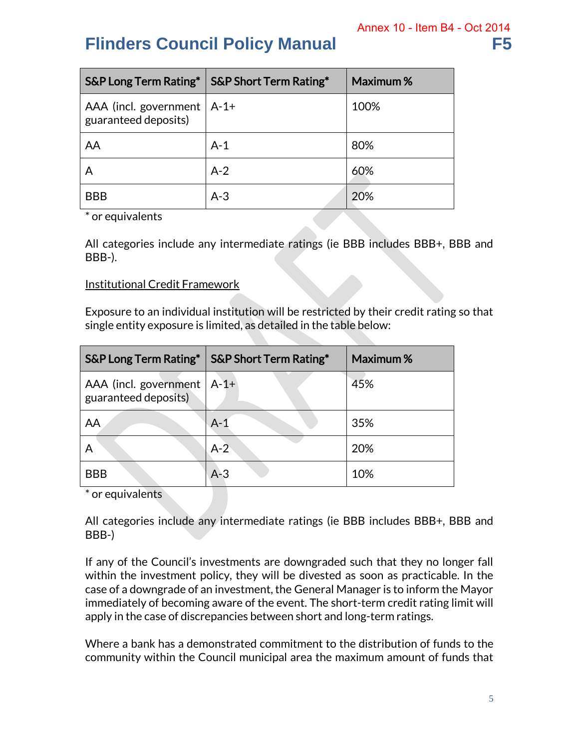| S&P Long Term Rating* | S&P Short Term Rating* | Maximum % |
| --- | --- | --- |
| AAA (incl. government guaranteed deposits) | A-1+ | 100% |
| AA | A-1 | 80% |
| A | A-2 | 60% |
| BBB | A-3 | 20% |

* or equivalents

All categories include any intermediate ratings (ie BBB includes BBB+, BBB and BBB-).

Institutional Credit Framework

Exposure to an individual institution will be restricted by their credit rating so that single entity exposure is limited, as detailed in the table below:

| S&P Long Term Rating* | S&P Short Term Rating* | Maximum % |
| --- | --- | --- |
| AAA (incl. government guaranteed deposits) | A-1+ | 45% |
| AA | A-1 | 35% |
| A | A-2 | 20% |
| BBB | A-3 | 10% |

* or equivalents

All categories include any intermediate ratings (ie BBB includes BBB+, BBB and BBB-)

If any of the Council's investments are downgraded such that they no longer fall within the investment policy, they will be divested as soon as practicable. In the case of a downgrade of an investment, the General Manager is to inform the Mayor immediately of becoming aware of the event. The short-term credit rating limit will apply in the case of discrepancies between short and long-term ratings.

Where a bank has a demonstrated commitment to the distribution of funds to the community within the Council municipal area the maximum amount of funds that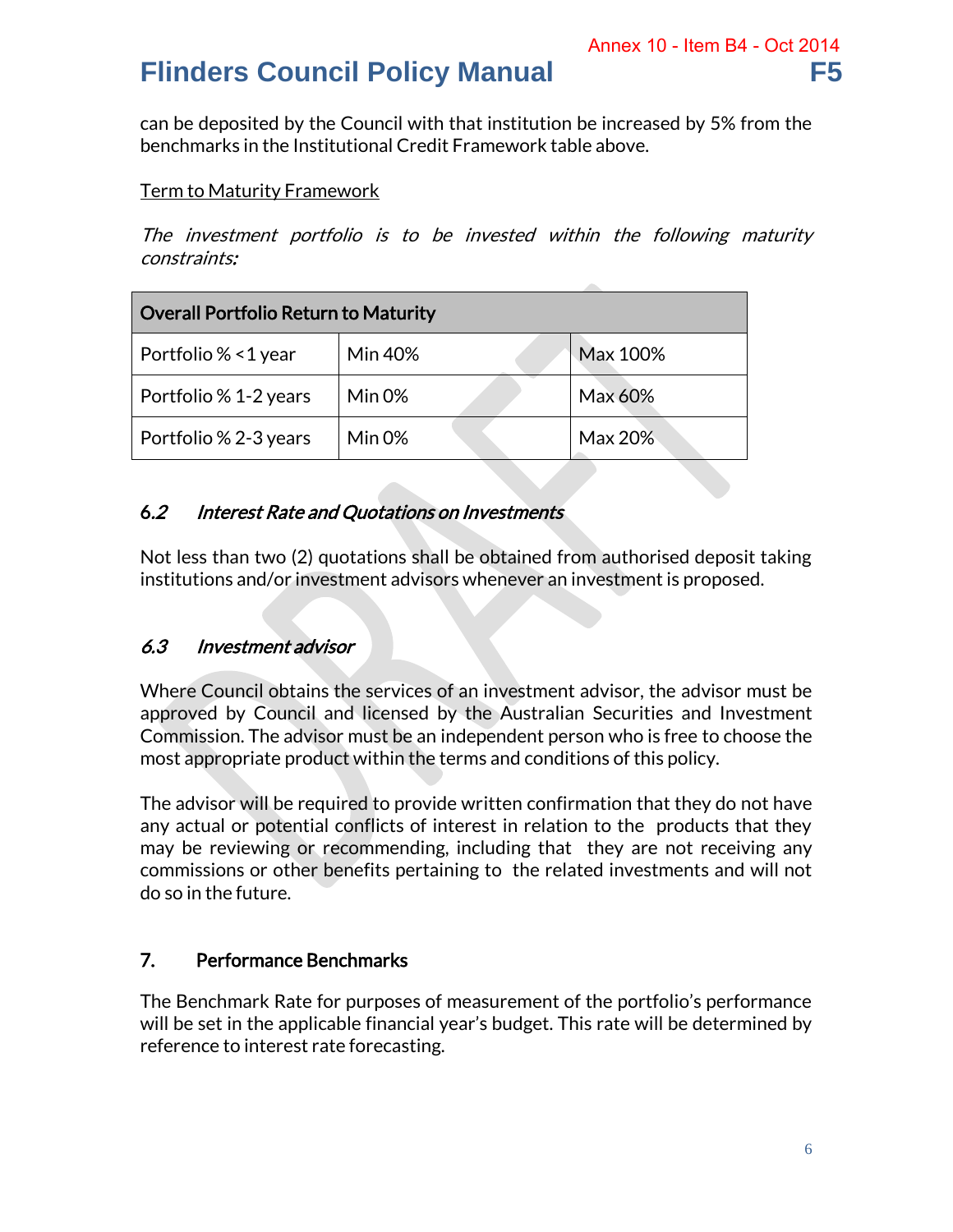can be deposited by the Council with that institution be increased by 5% from the benchmarks in the Institutional Credit Framework table above.

Term to Maturity Framework

*The investment portfolio is to be invested within the following maturity constraints:*

| Overall Portfolio Return to Maturity | | |
|---|---|---|
| Portfolio % <1 year | Min 40% | Max 100% |
| Portfolio % 1-2 years | Min 0% | Max 60% |
| Portfolio % 2-3 years | Min 0% | Max 20% |

### 6.2 *Interest Rate and Quotations on Investments*

Not less than two (2) quotations shall be obtained from authorised deposit taking institutions and/or investment advisors whenever an investment is proposed.

### 6.3 *Investment advisor*

Where Council obtains the services of an investment advisor, the advisor must be approved by Council and licensed by the Australian Securities and Investment Commission. The advisor must be an independent person who is free to choose the most appropriate product within the terms and conditions of this policy.

The advisor will be required to provide written confirmation that they do not have any actual or potential conflicts of interest in relation to the products that they may be reviewing or recommending, including that they are not receiving any commissions or other benefits pertaining to the related investments and will not do so in the future.

## 7. Performance Benchmarks

The Benchmark Rate for purposes of measurement of the portfolio's performance will be set in the applicable financial year's budget. This rate will be determined by reference to interest rate forecasting.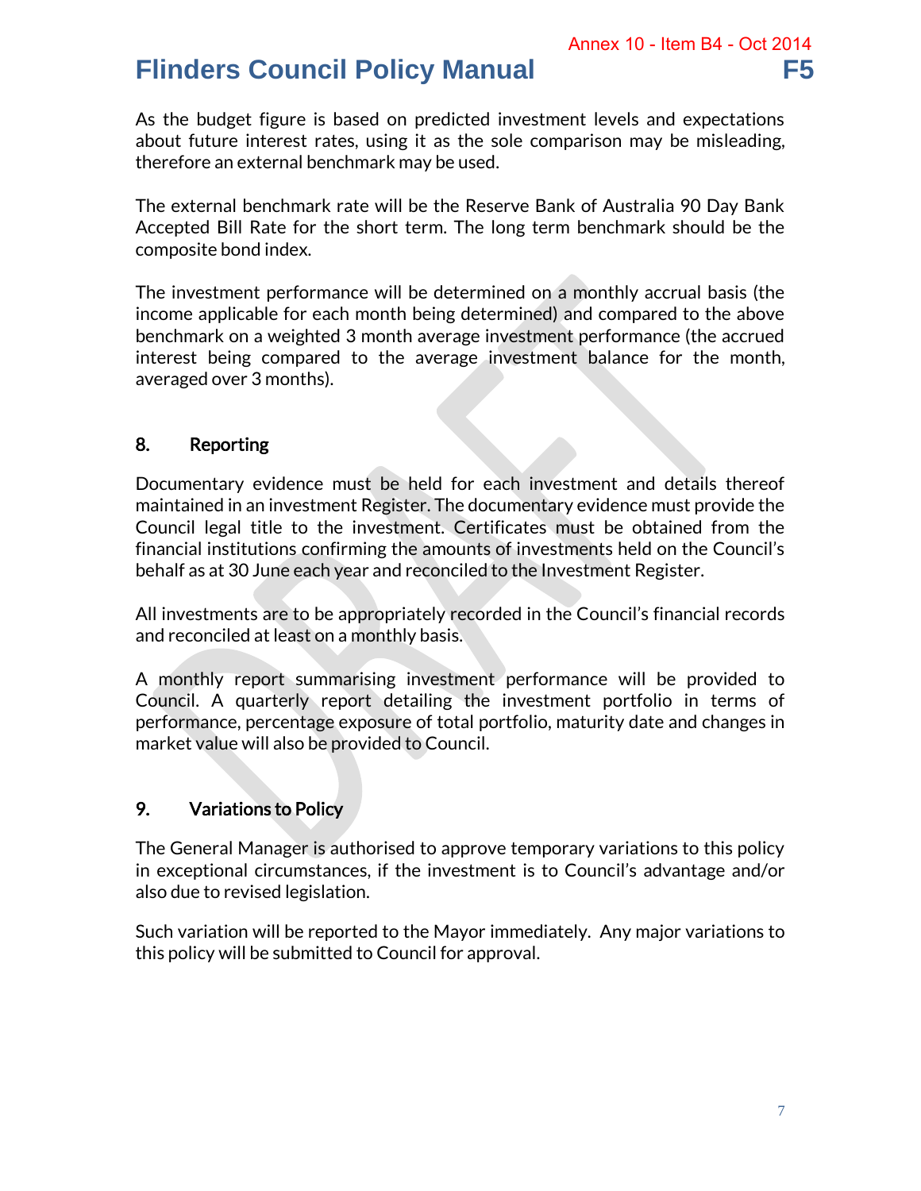As the budget figure is based on predicted investment levels and expectations about future interest rates, using it as the sole comparison may be misleading, therefore an external benchmark may be used.

The external benchmark rate will be the Reserve Bank of Australia 90 Day Bank Accepted Bill Rate for the short term. The long term benchmark should be the composite bond index.

The investment performance will be determined on a monthly accrual basis (the income applicable for each month being determined) and compared to the above benchmark on a weighted 3 month average investment performance (the accrued interest being compared to the average investment balance for the month, averaged over 3 months).

## 8. Reporting

Documentary evidence must be held for each investment and details thereof maintained in an investment Register. The documentary evidence must provide the Council legal title to the investment. Certificates must be obtained from the financial institutions confirming the amounts of investments held on the Council's behalf as at 30 June each year and reconciled to the Investment Register.

All investments are to be appropriately recorded in the Council's financial records and reconciled at least on a monthly basis.

A monthly report summarising investment performance will be provided to Council. A quarterly report detailing the investment portfolio in terms of performance, percentage exposure of total portfolio, maturity date and changes in market value will also be provided to Council.

## 9. Variations to Policy

The General Manager is authorised to approve temporary variations to this policy in exceptional circumstances, if the investment is to Council's advantage and/or also due to revised legislation.

Such variation will be reported to the Mayor immediately. Any major variations to this policy will be submitted to Council for approval.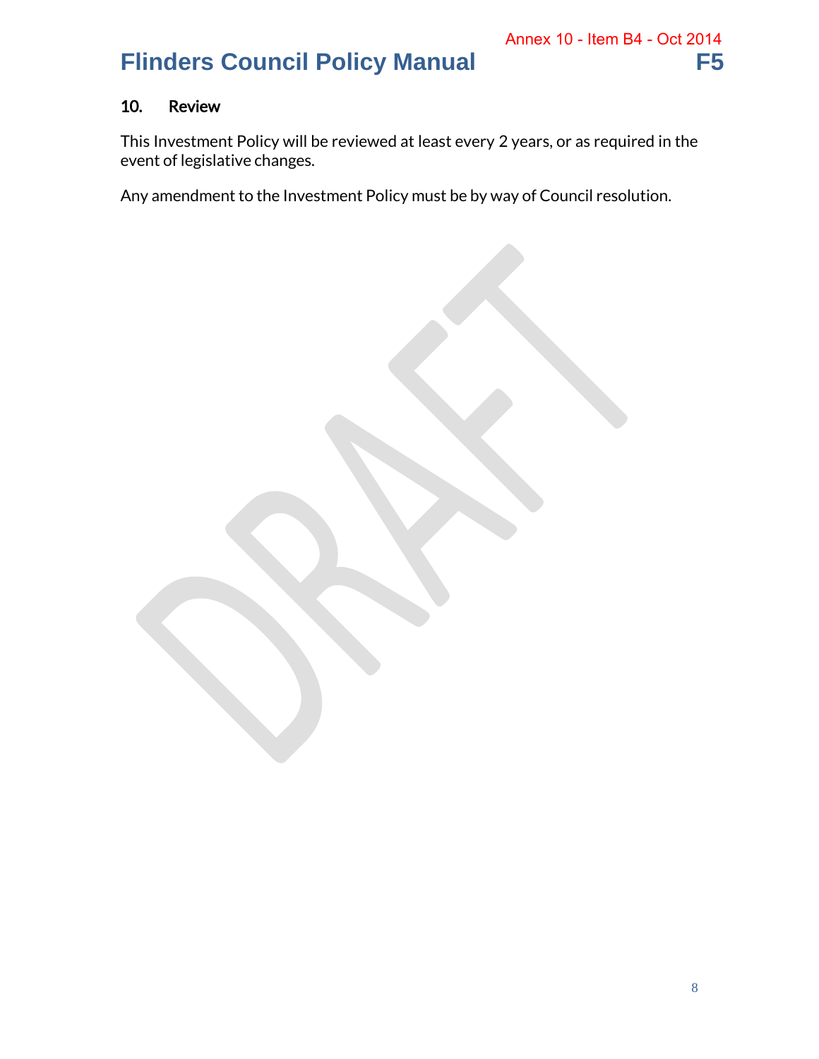## 10. Review

This Investment Policy will be reviewed at least every 2 years, or as required in the event of legislative changes.

Any amendment to the Investment Policy must be by way of Council resolution.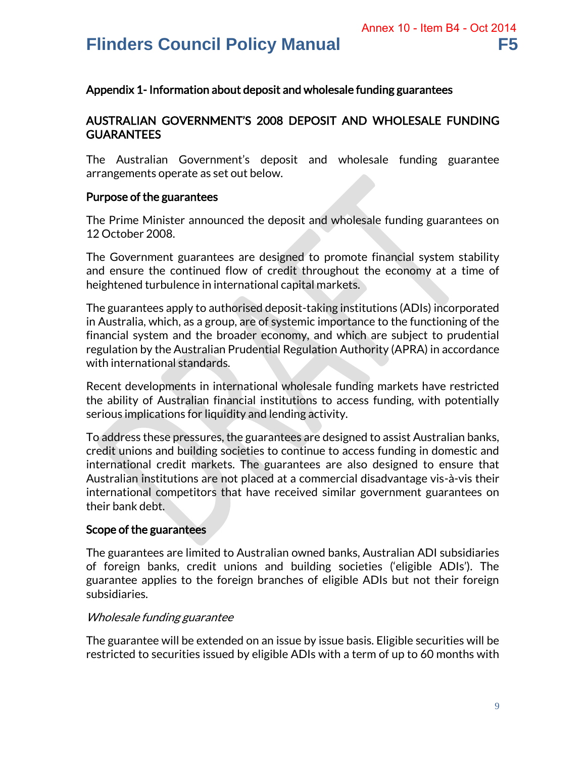## Appendix 1- Information about deposit and wholesale funding guarantees

### AUSTRALIAN GOVERNMENT'S 2008 DEPOSIT AND WHOLESALE FUNDING GUARANTEES

The Australian Government's deposit and wholesale funding guarantee arrangements operate as set out below.

#### Purpose of the guarantees

The Prime Minister announced the deposit and wholesale funding guarantees on 12 October 2008.

The Government guarantees are designed to promote financial system stability and ensure the continued flow of credit throughout the economy at a time of heightened turbulence in international capital markets.

The guarantees apply to authorised deposit-taking institutions (ADIs) incorporated in Australia, which, as a group, are of systemic importance to the functioning of the financial system and the broader economy, and which are subject to prudential regulation by the Australian Prudential Regulation Authority (APRA) in accordance with international standards.

Recent developments in international wholesale funding markets have restricted the ability of Australian financial institutions to access funding, with potentially serious implications for liquidity and lending activity.

To address these pressures, the guarantees are designed to assist Australian banks, credit unions and building societies to continue to access funding in domestic and international credit markets. The guarantees are also designed to ensure that Australian institutions are not placed at a commercial disadvantage vis-à-vis their international competitors that have received similar government guarantees on their bank debt.

#### Scope of the guarantees

The guarantees are limited to Australian owned banks, Australian ADI subsidiaries of foreign banks, credit unions and building societies ('eligible ADIs'). The guarantee applies to the foreign branches of eligible ADIs but not their foreign subsidiaries.

*Wholesale funding guarantee*

The guarantee will be extended on an issue by issue basis. Eligible securities will be restricted to securities issued by eligible ADIs with a term of up to 60 months with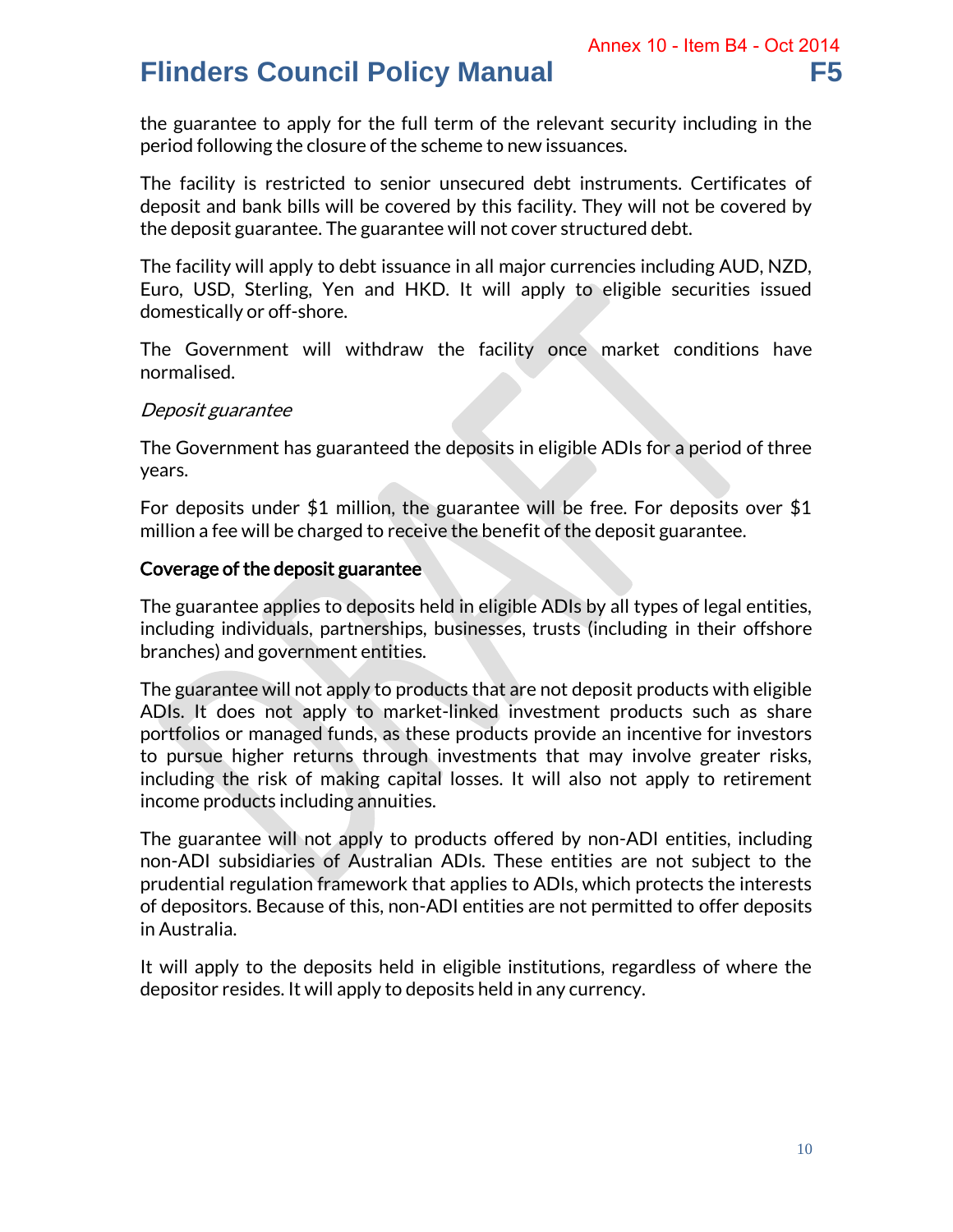the guarantee to apply for the full term of the relevant security including in the period following the closure of the scheme to new issuances.

The facility is restricted to senior unsecured debt instruments. Certificates of deposit and bank bills will be covered by this facility. They will not be covered by the deposit guarantee. The guarantee will not cover structured debt.

The facility will apply to debt issuance in all major currencies including AUD, NZD, Euro, USD, Sterling, Yen and HKD. It will apply to eligible securities issued domestically or off-shore.

The Government will withdraw the facility once market conditions have normalised.

*Deposit guarantee*

The Government has guaranteed the deposits in eligible ADIs for a period of three years.

For deposits under $1 million, the guarantee will be free. For deposits over $1 million a fee will be charged to receive the benefit of the deposit guarantee.

**Coverage of the deposit guarantee**

The guarantee applies to deposits held in eligible ADIs by all types of legal entities, including individuals, partnerships, businesses, trusts (including in their offshore branches) and government entities.

The guarantee will not apply to products that are not deposit products with eligible ADIs. It does not apply to market-linked investment products such as share portfolios or managed funds, as these products provide an incentive for investors to pursue higher returns through investments that may involve greater risks, including the risk of making capital losses. It will also not apply to retirement income products including annuities.

The guarantee will not apply to products offered by non-ADI entities, including non-ADI subsidiaries of Australian ADIs. These entities are not subject to the prudential regulation framework that applies to ADIs, which protects the interests of depositors. Because of this, non-ADI entities are not permitted to offer deposits in Australia.

It will apply to the deposits held in eligible institutions, regardless of where the depositor resides. It will apply to deposits held in any currency.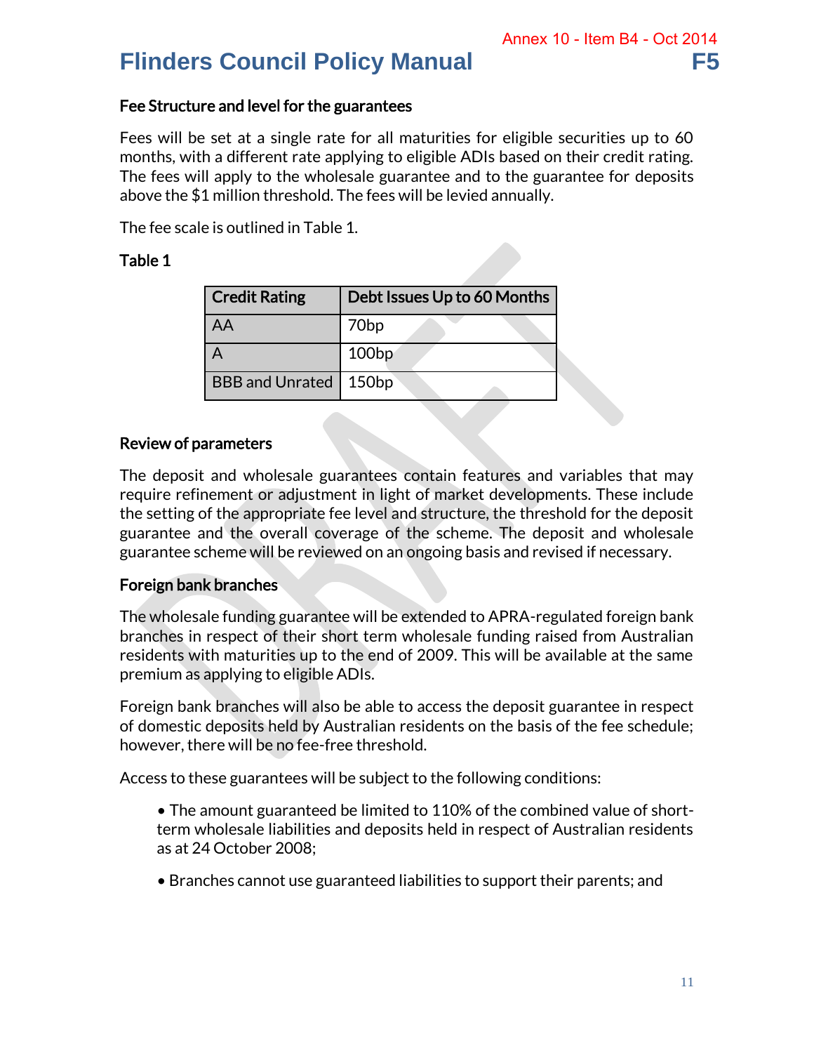### Fee Structure and level for the guarantees

Fees will be set at a single rate for all maturities for eligible securities up to 60 months, with a different rate applying to eligible ADIs based on their credit rating. The fees will apply to the wholesale guarantee and to the guarantee for deposits above the $1 million threshold. The fees will be levied annually.

The fee scale is outlined in Table 1.

**Table 1**

| Credit Rating | Debt Issues Up to 60 Months |
|---|---|
| AA | 70bp |
| A | 100bp |
| BBB and Unrated | 150bp |

### Review of parameters

The deposit and wholesale guarantees contain features and variables that may require refinement or adjustment in light of market developments. These include the setting of the appropriate fee level and structure, the threshold for the deposit guarantee and the overall coverage of the scheme. The deposit and wholesale guarantee scheme will be reviewed on an ongoing basis and revised if necessary.

### Foreign bank branches

The wholesale funding guarantee will be extended to APRA-regulated foreign bank branches in respect of their short term wholesale funding raised from Australian residents with maturities up to the end of 2009. This will be available at the same premium as applying to eligible ADIs.

Foreign bank branches will also be able to access the deposit guarantee in respect of domestic deposits held by Australian residents on the basis of the fee schedule; however, there will be no fee-free threshold.

Access to these guarantees will be subject to the following conditions:

- The amount guaranteed be limited to 110% of the combined value of short-term wholesale liabilities and deposits held in respect of Australian residents as at 24 October 2008;
- Branches cannot use guaranteed liabilities to support their parents; and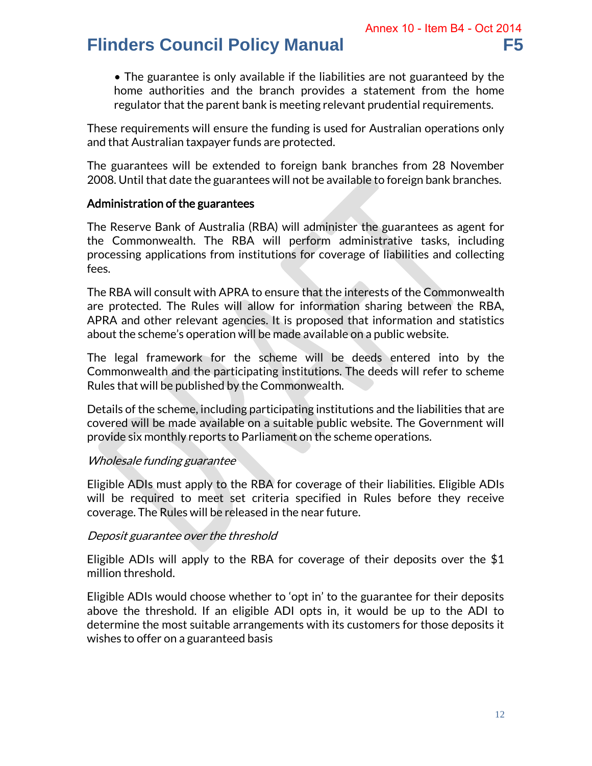- The guarantee is only available if the liabilities are not guaranteed by the home authorities and the branch provides a statement from the home regulator that the parent bank is meeting relevant prudential requirements.

These requirements will ensure the funding is used for Australian operations only and that Australian taxpayer funds are protected.

The guarantees will be extended to foreign bank branches from 28 November 2008. Until that date the guarantees will not be available to foreign bank branches.

### Administration of the guarantees

The Reserve Bank of Australia (RBA) will administer the guarantees as agent for the Commonwealth. The RBA will perform administrative tasks, including processing applications from institutions for coverage of liabilities and collecting fees.

The RBA will consult with APRA to ensure that the interests of the Commonwealth are protected. The Rules will allow for information sharing between the RBA, APRA and other relevant agencies. It is proposed that information and statistics about the scheme's operation will be made available on a public website.

The legal framework for the scheme will be deeds entered into by the Commonwealth and the participating institutions. The deeds will refer to scheme Rules that will be published by the Commonwealth.

Details of the scheme, including participating institutions and the liabilities that are covered will be made available on a suitable public website. The Government will provide six monthly reports to Parliament on the scheme operations.

#### *Wholesale funding guarantee*

Eligible ADIs must apply to the RBA for coverage of their liabilities. Eligible ADIs will be required to meet set criteria specified in Rules before they receive coverage. The Rules will be released in the near future.

#### *Deposit guarantee over the threshold*

Eligible ADIs will apply to the RBA for coverage of their deposits over the $1 million threshold.

Eligible ADIs would choose whether to 'opt in' to the guarantee for their deposits above the threshold. If an eligible ADI opts in, it would be up to the ADI to determine the most suitable arrangements with its customers for those deposits it wishes to offer on a guaranteed basis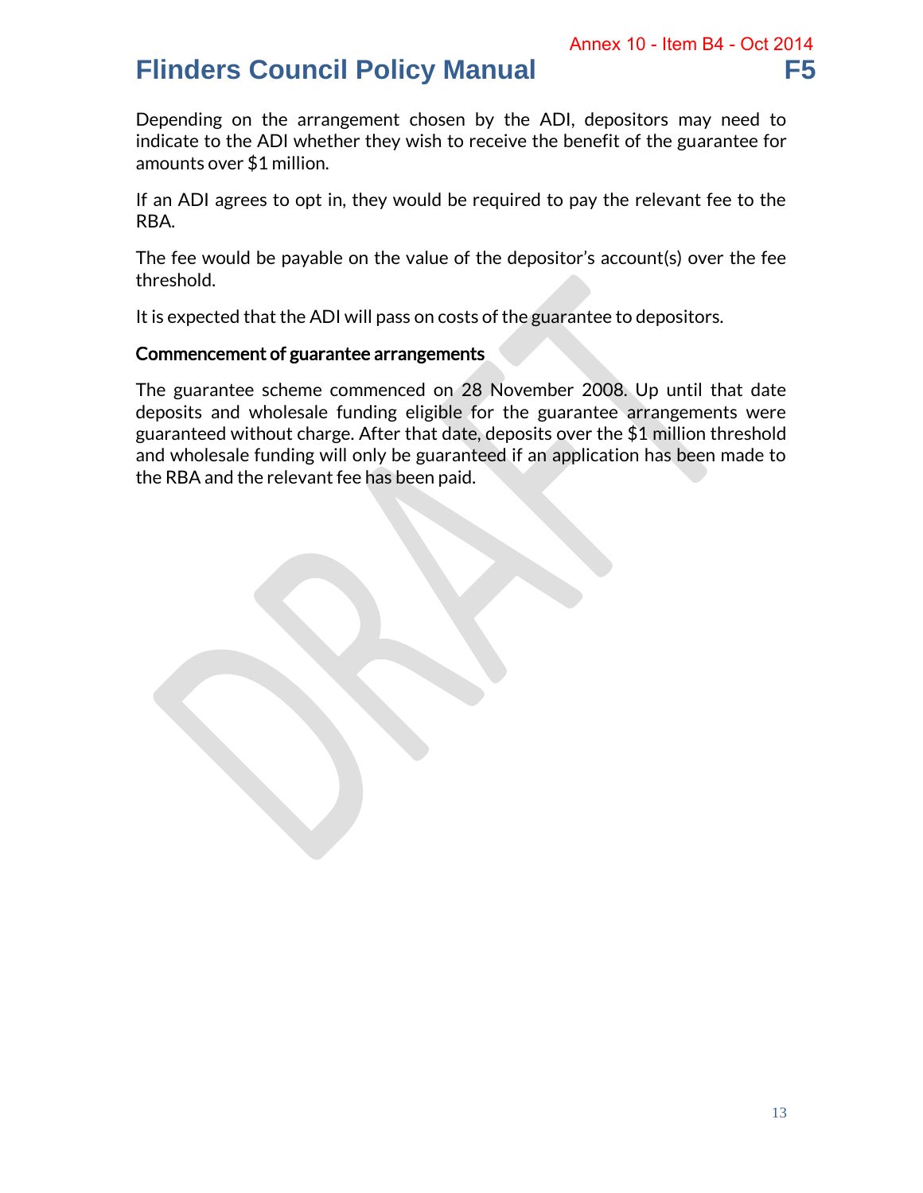Depending on the arrangement chosen by the ADI, depositors may need to indicate to the ADI whether they wish to receive the benefit of the guarantee for amounts over $1 million.

If an ADI agrees to opt in, they would be required to pay the relevant fee to the RBA.

The fee would be payable on the value of the depositor's account(s) over the fee threshold.

It is expected that the ADI will pass on costs of the guarantee to depositors.

**Commencement of guarantee arrangements**

The guarantee scheme commenced on 28 November 2008. Up until that date deposits and wholesale funding eligible for the guarantee arrangements were guaranteed without charge. After that date, deposits over the $1 million threshold and wholesale funding will only be guaranteed if an application has been made to the RBA and the relevant fee has been paid.